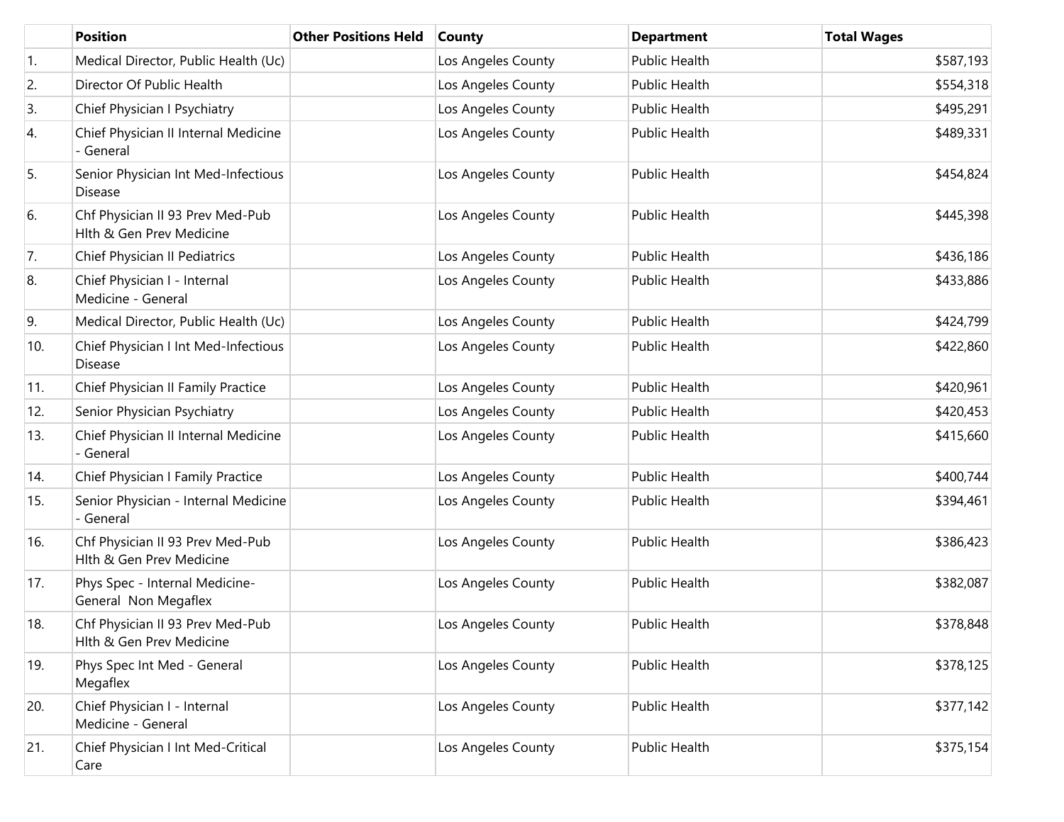|  | Position | Other Positions Held | County | Department | Total Wages |
| --- | --- | --- | --- | --- | --- |
| 1. | Medical Director, Public Health (Uc) |  | Los Angeles County | Public Health | $587,193 |
| 2. | Director Of Public Health |  | Los Angeles County | Public Health | $554,318 |
| 3. | Chief Physician I Psychiatry |  | Los Angeles County | Public Health | $495,291 |
| 4. | Chief Physician II Internal Medicine - General |  | Los Angeles County | Public Health | $489,331 |
| 5. | Senior Physician Int Med-Infectious Disease |  | Los Angeles County | Public Health | $454,824 |
| 6. | Chf Physician II 93 Prev Med-Pub Hlth & Gen Prev Medicine |  | Los Angeles County | Public Health | $445,398 |
| 7. | Chief Physician II Pediatrics |  | Los Angeles County | Public Health | $436,186 |
| 8. | Chief Physician I - Internal Medicine - General |  | Los Angeles County | Public Health | $433,886 |
| 9. | Medical Director, Public Health (Uc) |  | Los Angeles County | Public Health | $424,799 |
| 10. | Chief Physician I Int Med-Infectious Disease |  | Los Angeles County | Public Health | $422,860 |
| 11. | Chief Physician II Family Practice |  | Los Angeles County | Public Health | $420,961 |
| 12. | Senior Physician Psychiatry |  | Los Angeles County | Public Health | $420,453 |
| 13. | Chief Physician II Internal Medicine - General |  | Los Angeles County | Public Health | $415,660 |
| 14. | Chief Physician I Family Practice |  | Los Angeles County | Public Health | $400,744 |
| 15. | Senior Physician - Internal Medicine - General |  | Los Angeles County | Public Health | $394,461 |
| 16. | Chf Physician II 93 Prev Med-Pub Hlth & Gen Prev Medicine |  | Los Angeles County | Public Health | $386,423 |
| 17. | Phys Spec - Internal Medicine-General Non Megaflex |  | Los Angeles County | Public Health | $382,087 |
| 18. | Chf Physician II 93 Prev Med-Pub Hlth & Gen Prev Medicine |  | Los Angeles County | Public Health | $378,848 |
| 19. | Phys Spec Int Med - General Megaflex |  | Los Angeles County | Public Health | $378,125 |
| 20. | Chief Physician I - Internal Medicine - General |  | Los Angeles County | Public Health | $377,142 |
| 21. | Chief Physician I Int Med-Critical Care |  | Los Angeles County | Public Health | $375,154 |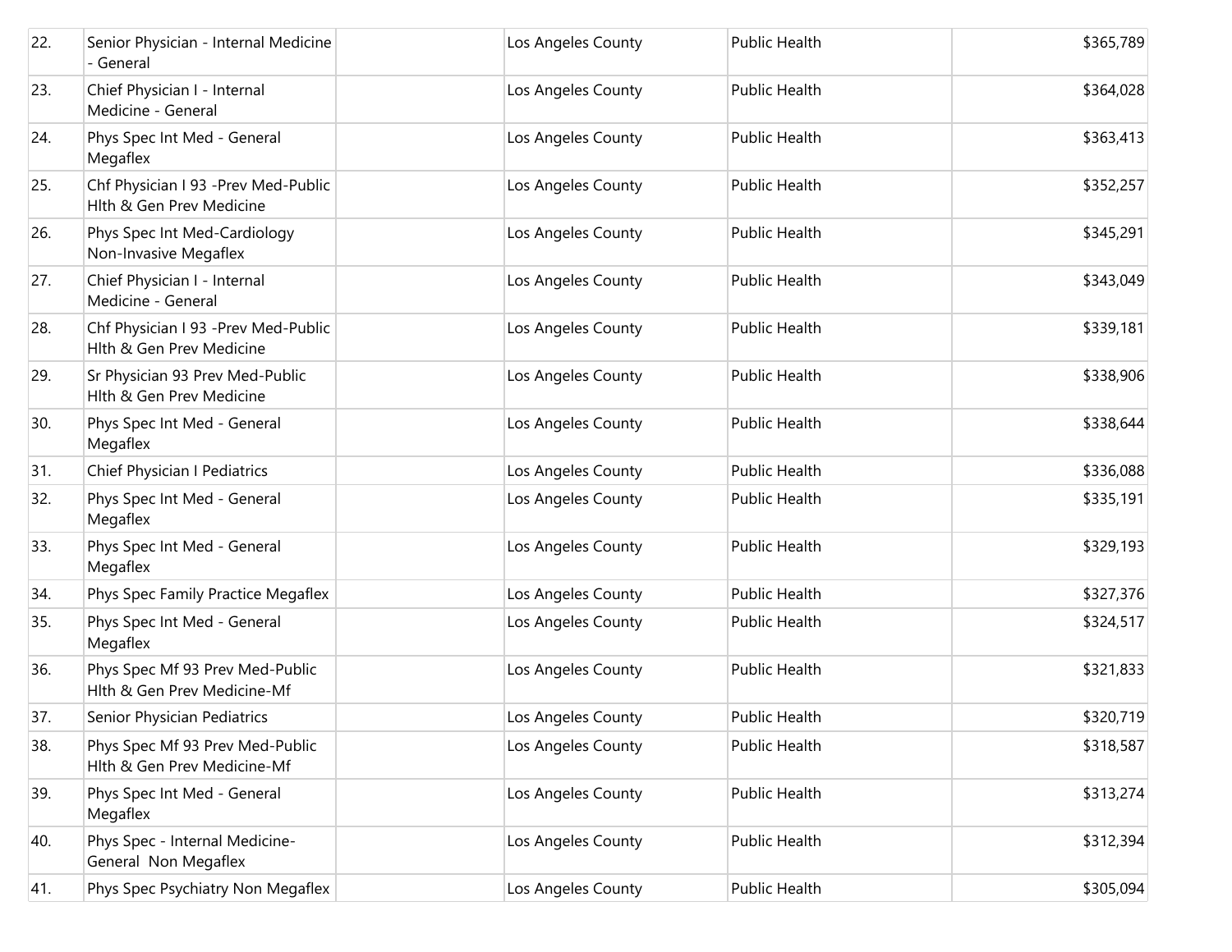| | | | | | |
|---|---|---|---|---|---|
| 22. | Senior Physician - Internal Medicine - General | | Los Angeles County | Public Health | $365,789 |
| 23. | Chief Physician I - Internal Medicine - General | | Los Angeles County | Public Health | $364,028 |
| 24. | Phys Spec Int Med - General Megaflex | | Los Angeles County | Public Health | $363,413 |
| 25. | Chf Physician I 93 -Prev Med-Public Hlth & Gen Prev Medicine | | Los Angeles County | Public Health | $352,257 |
| 26. | Phys Spec Int Med-Cardiology Non-Invasive Megaflex | | Los Angeles County | Public Health | $345,291 |
| 27. | Chief Physician I - Internal Medicine - General | | Los Angeles County | Public Health | $343,049 |
| 28. | Chf Physician I 93 -Prev Med-Public Hlth & Gen Prev Medicine | | Los Angeles County | Public Health | $339,181 |
| 29. | Sr Physician 93 Prev Med-Public Hlth & Gen Prev Medicine | | Los Angeles County | Public Health | $338,906 |
| 30. | Phys Spec Int Med - General Megaflex | | Los Angeles County | Public Health | $338,644 |
| 31. | Chief Physician I Pediatrics | | Los Angeles County | Public Health | $336,088 |
| 32. | Phys Spec Int Med - General Megaflex | | Los Angeles County | Public Health | $335,191 |
| 33. | Phys Spec Int Med - General Megaflex | | Los Angeles County | Public Health | $329,193 |
| 34. | Phys Spec Family Practice Megaflex | | Los Angeles County | Public Health | $327,376 |
| 35. | Phys Spec Int Med - General Megaflex | | Los Angeles County | Public Health | $324,517 |
| 36. | Phys Spec Mf 93 Prev Med-Public Hlth & Gen Prev Medicine-Mf | | Los Angeles County | Public Health | $321,833 |
| 37. | Senior Physician Pediatrics | | Los Angeles County | Public Health | $320,719 |
| 38. | Phys Spec Mf 93 Prev Med-Public Hlth & Gen Prev Medicine-Mf | | Los Angeles County | Public Health | $318,587 |
| 39. | Phys Spec Int Med - General Megaflex | | Los Angeles County | Public Health | $313,274 |
| 40. | Phys Spec - Internal Medicine-General Non Megaflex | | Los Angeles County | Public Health | $312,394 |
| 41. | Phys Spec Psychiatry Non Megaflex | | Los Angeles County | Public Health | $305,094 |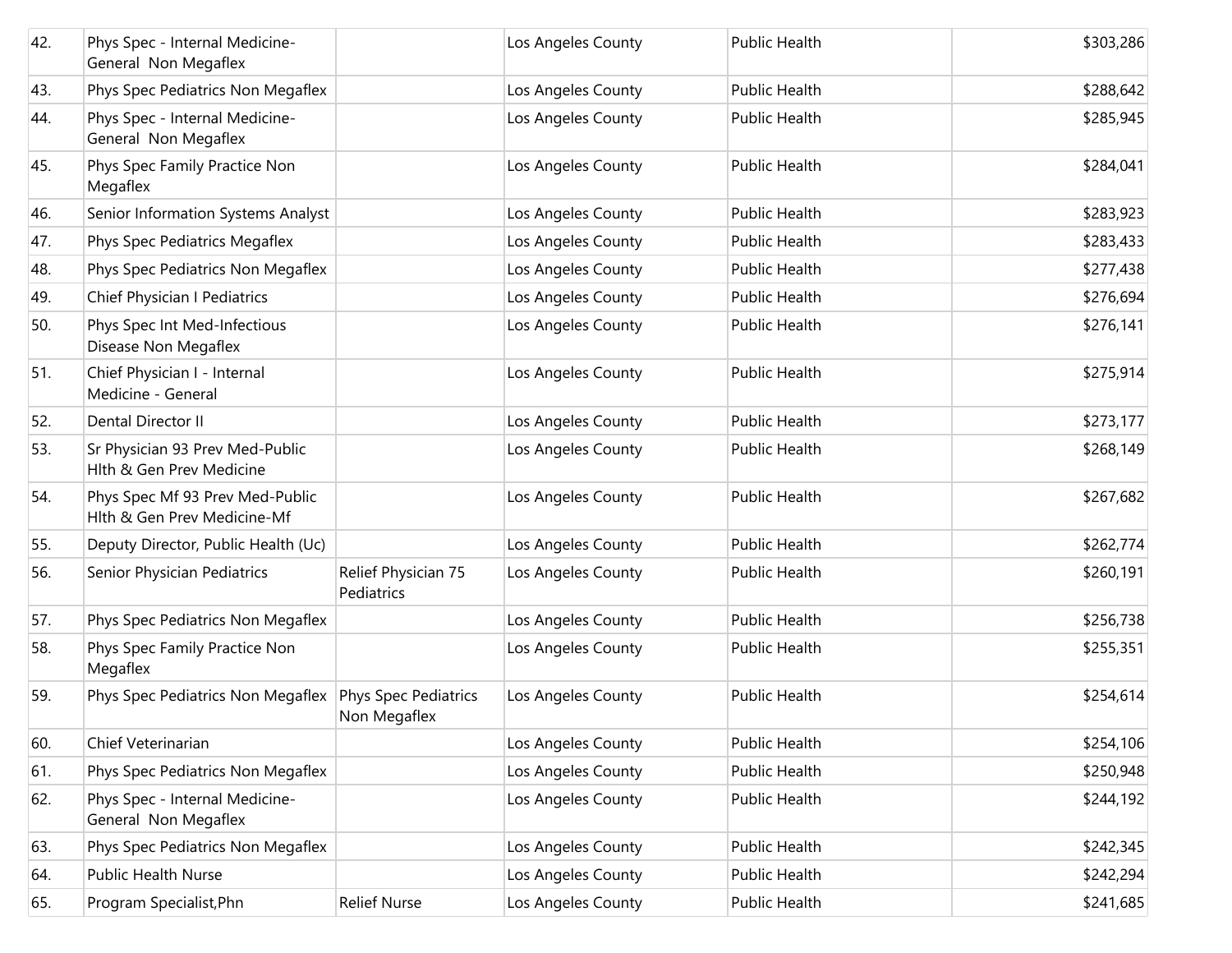| | | | | | |
|---|---|---|---|---|---|
| 42. | Phys Spec - Internal Medicine-General Non Megaflex | | Los Angeles County | Public Health | $303,286 |
| 43. | Phys Spec Pediatrics Non Megaflex | | Los Angeles County | Public Health | $288,642 |
| 44. | Phys Spec - Internal Medicine-General Non Megaflex | | Los Angeles County | Public Health | $285,945 |
| 45. | Phys Spec Family Practice Non Megaflex | | Los Angeles County | Public Health | $284,041 |
| 46. | Senior Information Systems Analyst | | Los Angeles County | Public Health | $283,923 |
| 47. | Phys Spec Pediatrics Megaflex | | Los Angeles County | Public Health | $283,433 |
| 48. | Phys Spec Pediatrics Non Megaflex | | Los Angeles County | Public Health | $277,438 |
| 49. | Chief Physician I Pediatrics | | Los Angeles County | Public Health | $276,694 |
| 50. | Phys Spec Int Med-Infectious Disease Non Megaflex | | Los Angeles County | Public Health | $276,141 |
| 51. | Chief Physician I - Internal Medicine - General | | Los Angeles County | Public Health | $275,914 |
| 52. | Dental Director II | | Los Angeles County | Public Health | $273,177 |
| 53. | Sr Physician 93 Prev Med-Public Hlth & Gen Prev Medicine | | Los Angeles County | Public Health | $268,149 |
| 54. | Phys Spec Mf 93 Prev Med-Public Hlth & Gen Prev Medicine-Mf | | Los Angeles County | Public Health | $267,682 |
| 55. | Deputy Director, Public Health (Uc) | | Los Angeles County | Public Health | $262,774 |
| 56. | Senior Physician Pediatrics | Relief Physician 75 Pediatrics | Los Angeles County | Public Health | $260,191 |
| 57. | Phys Spec Pediatrics Non Megaflex | | Los Angeles County | Public Health | $256,738 |
| 58. | Phys Spec Family Practice Non Megaflex | | Los Angeles County | Public Health | $255,351 |
| 59. | Phys Spec Pediatrics Non Megaflex | Phys Spec Pediatrics Non Megaflex | Los Angeles County | Public Health | $254,614 |
| 60. | Chief Veterinarian | | Los Angeles County | Public Health | $254,106 |
| 61. | Phys Spec Pediatrics Non Megaflex | | Los Angeles County | Public Health | $250,948 |
| 62. | Phys Spec - Internal Medicine-General Non Megaflex | | Los Angeles County | Public Health | $244,192 |
| 63. | Phys Spec Pediatrics Non Megaflex | | Los Angeles County | Public Health | $242,345 |
| 64. | Public Health Nurse | | Los Angeles County | Public Health | $242,294 |
| 65. | Program Specialist,Phn | Relief Nurse | Los Angeles County | Public Health | $241,685 |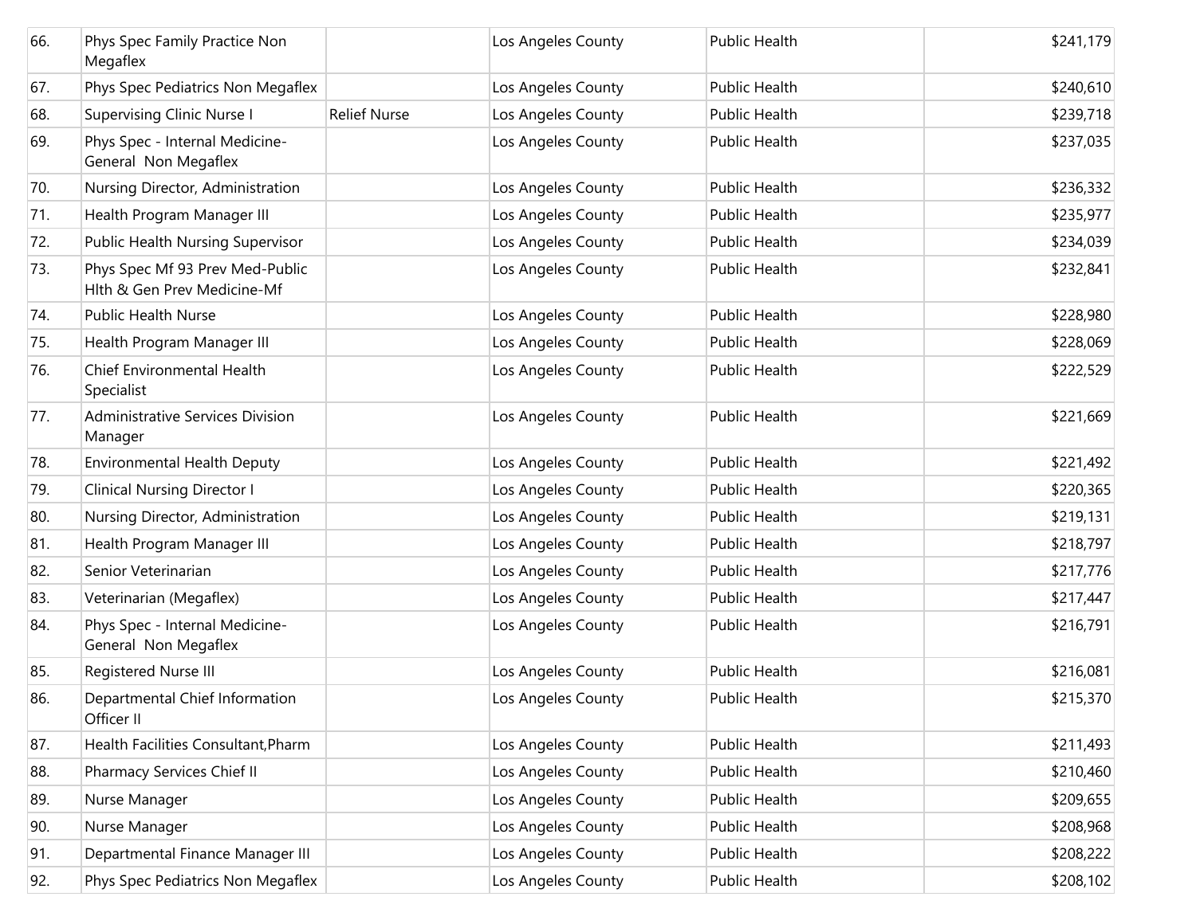| | | | | | |
|---|---|---|---|---|---|
| 66. | Phys Spec Family Practice Non Megaflex | | Los Angeles County | Public Health | $241,179 |
| 67. | Phys Spec Pediatrics Non Megaflex | | Los Angeles County | Public Health | $240,610 |
| 68. | Supervising Clinic Nurse I | Relief Nurse | Los Angeles County | Public Health | $239,718 |
| 69. | Phys Spec - Internal Medicine-General Non Megaflex | | Los Angeles County | Public Health | $237,035 |
| 70. | Nursing Director, Administration | | Los Angeles County | Public Health | $236,332 |
| 71. | Health Program Manager III | | Los Angeles County | Public Health | $235,977 |
| 72. | Public Health Nursing Supervisor | | Los Angeles County | Public Health | $234,039 |
| 73. | Phys Spec Mf 93 Prev Med-Public Hlth & Gen Prev Medicine-Mf | | Los Angeles County | Public Health | $232,841 |
| 74. | Public Health Nurse | | Los Angeles County | Public Health | $228,980 |
| 75. | Health Program Manager III | | Los Angeles County | Public Health | $228,069 |
| 76. | Chief Environmental Health Specialist | | Los Angeles County | Public Health | $222,529 |
| 77. | Administrative Services Division Manager | | Los Angeles County | Public Health | $221,669 |
| 78. | Environmental Health Deputy | | Los Angeles County | Public Health | $221,492 |
| 79. | Clinical Nursing Director I | | Los Angeles County | Public Health | $220,365 |
| 80. | Nursing Director, Administration | | Los Angeles County | Public Health | $219,131 |
| 81. | Health Program Manager III | | Los Angeles County | Public Health | $218,797 |
| 82. | Senior Veterinarian | | Los Angeles County | Public Health | $217,776 |
| 83. | Veterinarian (Megaflex) | | Los Angeles County | Public Health | $217,447 |
| 84. | Phys Spec - Internal Medicine-General Non Megaflex | | Los Angeles County | Public Health | $216,791 |
| 85. | Registered Nurse III | | Los Angeles County | Public Health | $216,081 |
| 86. | Departmental Chief Information Officer II | | Los Angeles County | Public Health | $215,370 |
| 87. | Health Facilities Consultant,Pharm | | Los Angeles County | Public Health | $211,493 |
| 88. | Pharmacy Services Chief II | | Los Angeles County | Public Health | $210,460 |
| 89. | Nurse Manager | | Los Angeles County | Public Health | $209,655 |
| 90. | Nurse Manager | | Los Angeles County | Public Health | $208,968 |
| 91. | Departmental Finance Manager III | | Los Angeles County | Public Health | $208,222 |
| 92. | Phys Spec Pediatrics Non Megaflex | | Los Angeles County | Public Health | $208,102 |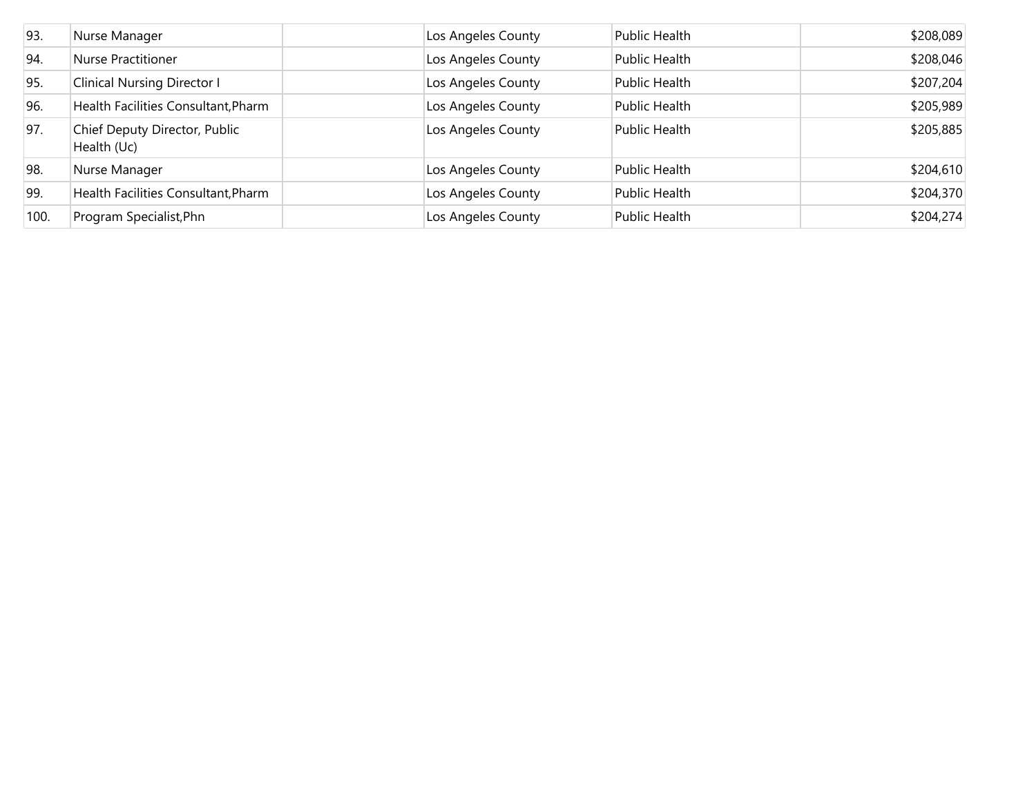| | | | | | |
|---|---|---|---|---|---|
| 93. | Nurse Manager | | Los Angeles County | Public Health | $208,089 |
| 94. | Nurse Practitioner | | Los Angeles County | Public Health | $208,046 |
| 95. | Clinical Nursing Director I | | Los Angeles County | Public Health | $207,204 |
| 96. | Health Facilities Consultant,Pharm | | Los Angeles County | Public Health | $205,989 |
| 97. | Chief Deputy Director, Public Health (Uc) | | Los Angeles County | Public Health | $205,885 |
| 98. | Nurse Manager | | Los Angeles County | Public Health | $204,610 |
| 99. | Health Facilities Consultant,Pharm | | Los Angeles County | Public Health | $204,370 |
| 100. | Program Specialist,Phn | | Los Angeles County | Public Health | $204,274 |